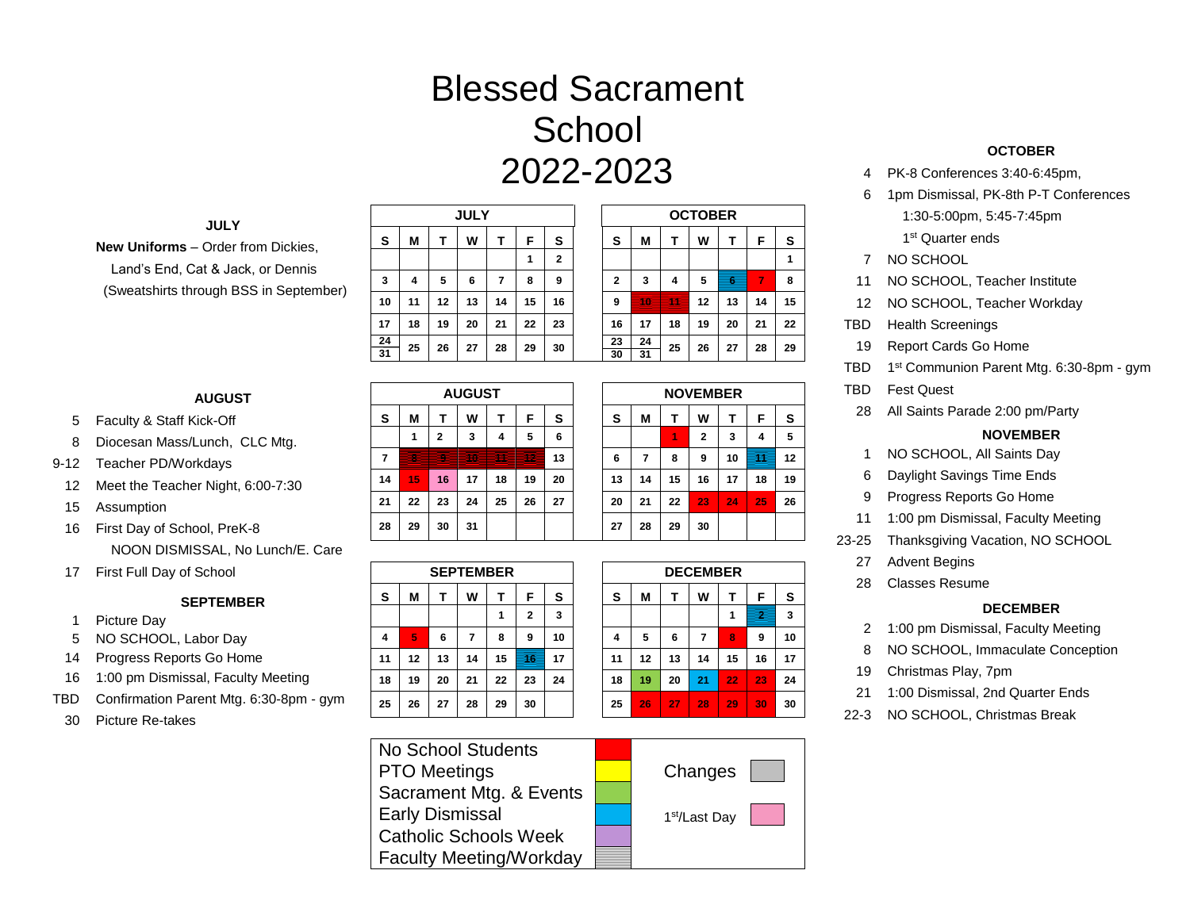# Blessed Sacrament School 2022-2023

## JULY

**New Uniforms** – Order from Dickies, Land's End, Cat & Jack, or Dennis (Sweatshirts through BSS in September)

| JULY | | | | | | |
|---|---|---|---|---|---|---|
| S | M | T | W | T | F | S |
| | | | | | 1 | 2 |
| 3 | 4 | 5 | 6 | 7 | 8 | 9 |
| 10 | 11 | 12 | 13 | 14 | 15 | 16 |
| 17 | 18 | 19 | 20 | 21 | 22 | 23 |
| 24/31 | 25 | 26 | 27 | 28 | 29 | 30 |

| OCTOBER | | | | | | |
|---|---|---|---|---|---|---|
| S | M | T | W | T | F | S |
| | | | | | | 1 |
| 2 | 3 | 4 | 5 | 6 | 7 | 8 |
| 9 | 10 | 11 | 12 | 13 | 14 | 15 |
| 16 | 17 | 18 | 19 | 20 | 21 | 22 |
| 23/30 | 24/31 | 25 | 26 | 27 | 28 | 29 |

## AUGUST

- 5 Faculty & Staff Kick-Off
- 8 Diocesan Mass/Lunch, CLC Mtg.
- 9-12 Teacher PD/Workdays
- 12 Meet the Teacher Night, 6:00-7:30
- 15 Assumption
- 16 First Day of School, PreK-8 NOON DISMISSAL, No Lunch/E. Care
- 17 First Full Day of School

| AUGUST | | | | | | |
|---|---|---|---|---|---|---|
| S | M | T | W | T | F | S |
| | 1 | 2 | 3 | 4 | 5 | 6 |
| 7 | 8 | 9 | 10 | 11 | 12 | 13 |
| 14 | 15 | 16 | 17 | 18 | 19 | 20 |
| 21 | 22 | 23 | 24 | 25 | 26 | 27 |
| 28 | 29 | 30 | 31 | | | |

| NOVEMBER | | | | | | |
|---|---|---|---|---|---|---|
| S | M | T | W | T | F | S |
| | | 1 | 2 | 3 | 4 | 5 |
| 6 | 7 | 8 | 9 | 10 | 11 | 12 |
| 13 | 14 | 15 | 16 | 17 | 18 | 19 |
| 20 | 21 | 22 | 23 | 24 | 25 | 26 |
| 27 | 28 | 29 | 30 | | | |

## SEPTEMBER

- 1 Picture Day
- 5 NO SCHOOL, Labor Day
- 14 Progress Reports Go Home
- 16 1:00 pm Dismissal, Faculty Meeting
- TBD Confirmation Parent Mtg. 6:30-8pm - gym
- 30 Picture Re-takes

| SEPTEMBER | | | | | | |
|---|---|---|---|---|---|---|
| S | M | T | W | T | F | S |
| | | | | 1 | 2 | 3 |
| 4 | 5 | 6 | 7 | 8 | 9 | 10 |
| 11 | 12 | 13 | 14 | 15 | 16 | 17 |
| 18 | 19 | 20 | 21 | 22 | 23 | 24 |
| 25 | 26 | 27 | 28 | 29 | 30 | |

| DECEMBER | | | | | | |
|---|---|---|---|---|---|---|
| S | M | T | W | T | F | S |
| | | | | 1 | 2 | 3 |
| 4 | 5 | 6 | 7 | 8 | 9 | 10 |
| 11 | 12 | 13 | 14 | 15 | 16 | 17 |
| 18 | 19 | 20 | 21 | 22 | 23 | 24 |
| 25 | 26 | 27 | 28 | 29 | 30 | 30 |

| Legend | |
|---|---|
| No School Students | Changes |
| PTO Meetings | 1st/Last Day |
| Sacrament Mtg. & Events | |
| Early Dismissal | |
| Catholic Schools Week | |
| Faculty Meeting/Workday | |

## OCTOBER

- 4 PK-8 Conferences 3:40-6:45pm,
- 6 1pm Dismissal, PK-8th P-T Conferences 1:30-5:00pm, 5:45-7:45pm 1st Quarter ends
- 7 NO SCHOOL
- 11 NO SCHOOL, Teacher Institute
- 12 NO SCHOOL, Teacher Workday
- TBD Health Screenings
- 19 Report Cards Go Home
- TBD 1st Communion Parent Mtg. 6:30-8pm - gym
- TBD Fest Quest
- 28 All Saints Parade 2:00 pm/Party

## NOVEMBER

- 1 NO SCHOOL, All Saints Day
- 6 Daylight Savings Time Ends
- 9 Progress Reports Go Home
- 11 1:00 pm Dismissal, Faculty Meeting
- 23-25 Thanksgiving Vacation, NO SCHOOL
- 27 Advent Begins
- 28 Classes Resume

## DECEMBER

- 2 1:00 pm Dismissal, Faculty Meeting
- 8 NO SCHOOL, Immaculate Conception
- 19 Christmas Play, 7pm
- 21 1:00 Dismissal, 2nd Quarter Ends
- 22-3 NO SCHOOL, Christmas Break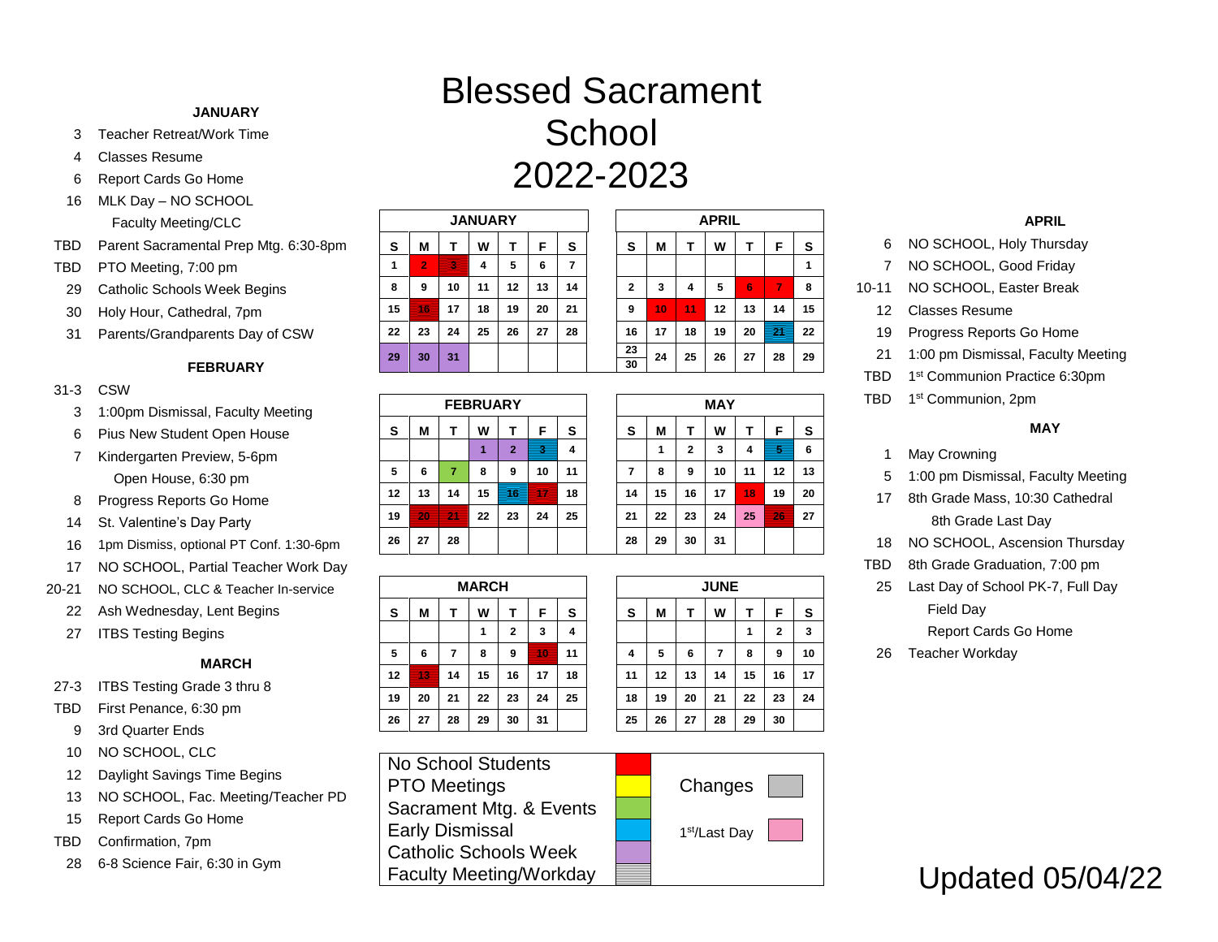# Blessed Sacrament School 2022-2023

### JANUARY

- 3 Teacher Retreat/Work Time
- 4 Classes Resume
- 6 Report Cards Go Home
- 16 MLK Day – NO SCHOOL
  Faculty Meeting/CLC
- TBD Parent Sacramental Prep Mtg. 6:30-8pm
- TBD PTO Meeting, 7:00 pm
- 29 Catholic Schools Week Begins
- 30 Holy Hour, Cathedral, 7pm
- 31 Parents/Grandparents Day of CSW

### FEBRUARY

- 31-3 CSW
- 3 1:00pm Dismissal, Faculty Meeting
- 6 Pius New Student Open House
- 7 Kindergarten Preview, 5-6pm
  Open House, 6:30 pm
- 8 Progress Reports Go Home
- 14 St. Valentine's Day Party
- 16 1pm Dismiss, optional PT Conf. 1:30-6pm
- 17 NO SCHOOL, Partial Teacher Work Day
- 20-21 NO SCHOOL, CLC & Teacher In-service
- 22 Ash Wednesday, Lent Begins
- 27 ITBS Testing Begins

### MARCH

- 27-3 ITBS Testing Grade 3 thru 8
- TBD First Penance, 6:30 pm
- 9 3rd Quarter Ends
- 10 NO SCHOOL, CLC
- 12 Daylight Savings Time Begins
- 13 NO SCHOOL, Fac. Meeting/Teacher PD
- 15 Report Cards Go Home
- TBD Confirmation, 7pm
- 28 6-8 Science Fair, 6:30 in Gym

**JANUARY**

| S | M | T | W | T | F | S |
|---|---|---|---|---|---|---|
| 1 | 2 | 3 | 4 | 5 | 6 | 7 |
| 8 | 9 | 10 | 11 | 12 | 13 | 14 |
| 15 | 16 | 17 | 18 | 19 | 20 | 21 |
| 22 | 23 | 24 | 25 | 26 | 27 | 28 |
| 29 | 30 | 31 | | | | |

**FEBRUARY**

| S | M | T | W | T | F | S |
|---|---|---|---|---|---|---|
| | | | 1 | 2 | 3 | 4 |
| 5 | 6 | 7 | 8 | 9 | 10 | 11 |
| 12 | 13 | 14 | 15 | 16 | 17 | 18 |
| 19 | 20 | 21 | 22 | 23 | 24 | 25 |
| 26 | 27 | 28 | | | | |

**MARCH**

| S | M | T | W | T | F | S |
|---|---|---|---|---|---|---|
| | | | 1 | 2 | 3 | 4 |
| 5 | 6 | 7 | 8 | 9 | 10 | 11 |
| 12 | 13 | 14 | 15 | 16 | 17 | 18 |
| 19 | 20 | 21 | 22 | 23 | 24 | 25 |
| 26 | 27 | 28 | 29 | 30 | 31 | |

**APRIL**

| S | M | T | W | T | F | S |
|---|---|---|---|---|---|---|
| | | | | | | 1 |
| 2 | 3 | 4 | 5 | 6 | 7 | 8 |
| 9 | 10 | 11 | 12 | 13 | 14 | 15 |
| 16 | 17 | 18 | 19 | 20 | 21 | 22 |
| 23 / 30 | 24 | 25 | 26 | 27 | 28 | 29 |

**MAY**

| S | M | T | W | T | F | S |
|---|---|---|---|---|---|---|
| | 1 | 2 | 3 | 4 | 5 | 6 |
| 7 | 8 | 9 | 10 | 11 | 12 | 13 |
| 14 | 15 | 16 | 17 | 18 | 19 | 20 |
| 21 | 22 | 23 | 24 | 25 | 26 | 27 |
| 28 | 29 | 30 | 31 | | | |

**JUNE**

| S | M | T | W | T | F | S |
|---|---|---|---|---|---|---|
| | | | | 1 | 2 | 3 |
| 4 | 5 | 6 | 7 | 8 | 9 | 10 |
| 11 | 12 | 13 | 14 | 15 | 16 | 17 |
| 18 | 19 | 20 | 21 | 22 | 23 | 24 |
| 25 | 26 | 27 | 28 | 29 | 30 | |

No School Students
PTO Meetings
Sacrament Mtg. & Events
Early Dismissal
Catholic Schools Week
Faculty Meeting/Workday

Changes
1st/Last Day

### APRIL

- 6 NO SCHOOL, Holy Thursday
- 7 NO SCHOOL, Good Friday
- 10-11 NO SCHOOL, Easter Break
- 12 Classes Resume
- 19 Progress Reports Go Home
- 21 1:00 pm Dismissal, Faculty Meeting
- TBD 1st Communion Practice 6:30pm
- TBD 1st Communion, 2pm

### MAY

- 1 May Crowning
- 5 1:00 pm Dismissal, Faculty Meeting
- 17 8th Grade Mass, 10:30 Cathedral
  8th Grade Last Day
- 18 NO SCHOOL, Ascension Thursday
- TBD 8th Grade Graduation, 7:00 pm
- 25 Last Day of School PK-7, Full Day
  Field Day
  Report Cards Go Home
- 26 Teacher Workday

Updated 05/04/22